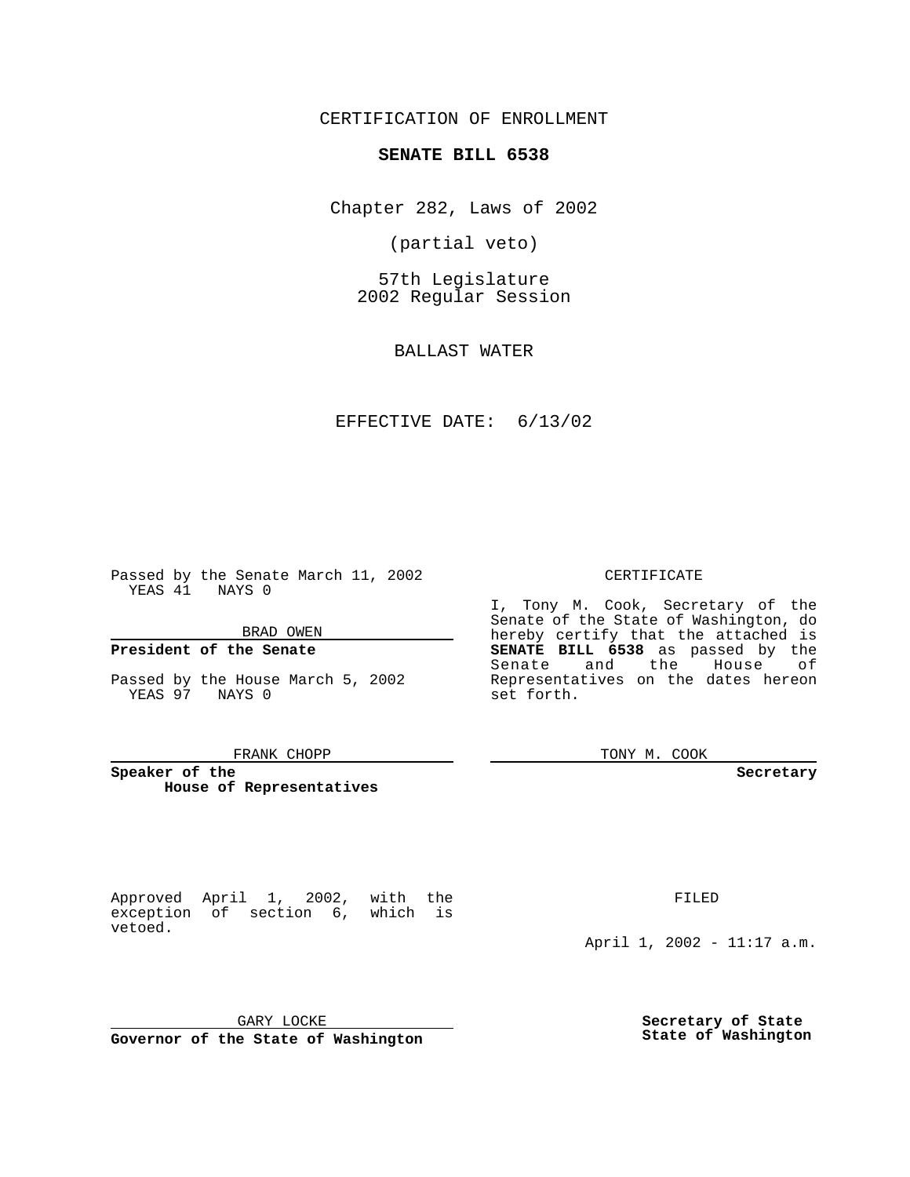CERTIFICATION OF ENROLLMENT

**SENATE BILL 6538**

Chapter 282, Laws of 2002

(partial veto)

57th Legislature
2002 Regular Session

BALLAST WATER

EFFECTIVE DATE: 6/13/02

Passed by the Senate March 11, 2002
YEAS 41 NAYS 0

BRAD OWEN

**President of the Senate**

Passed by the House March 5, 2002
YEAS 97 NAYS 0

FRANK CHOPP

**Speaker of the House of Representatives**

CERTIFICATE

I, Tony M. Cook, Secretary of the Senate of the State of Washington, do hereby certify that the attached is **SENATE BILL 6538** as passed by the Senate and the House of Representatives on the dates hereon set forth.

TONY M. COOK

**Secretary**

Approved April 1, 2002, with the exception of section 6, which is vetoed.

GARY LOCKE

**Governor of the State of Washington**

FILED

April 1, 2002 - 11:17 a.m.

**Secretary of State**
**State of Washington**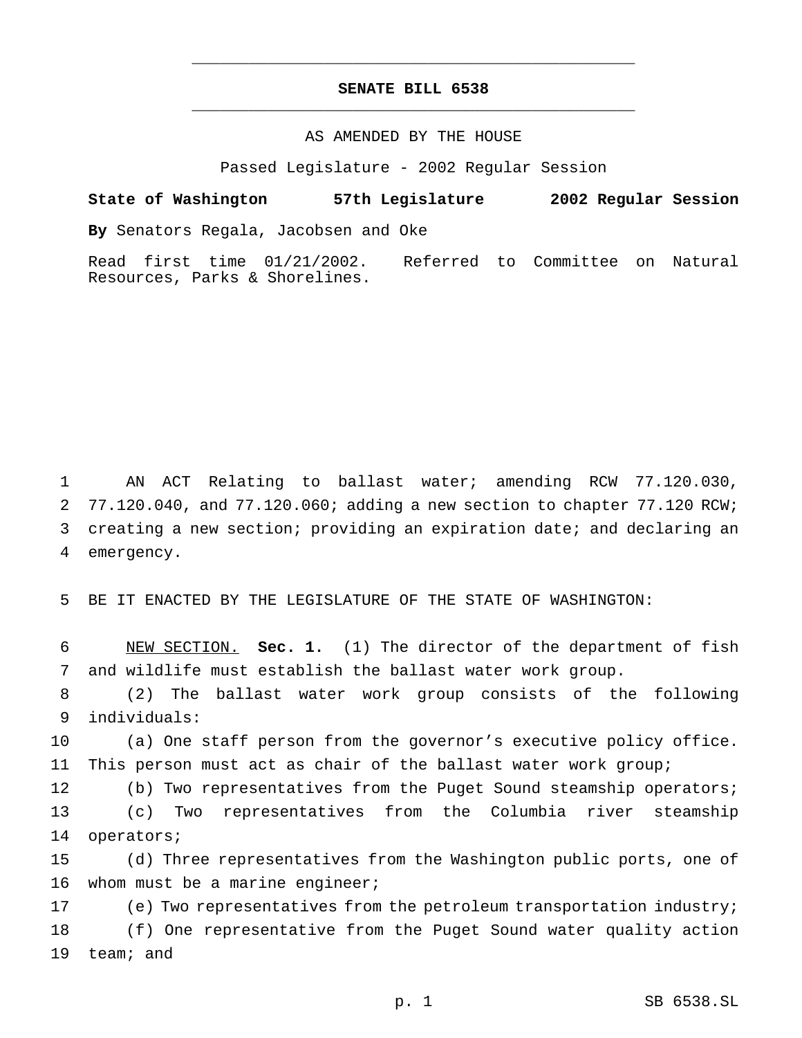# SENATE BILL 6538

AS AMENDED BY THE HOUSE

Passed Legislature - 2002 Regular Session

**State of Washington 57th Legislature 2002 Regular Session**

**By** Senators Regala, Jacobsen and Oke

Read first time 01/21/2002. Referred to Committee on Natural Resources, Parks & Shorelines.

AN ACT Relating to ballast water; amending RCW 77.120.030, 77.120.040, and 77.120.060; adding a new section to chapter 77.120 RCW; creating a new section; providing an expiration date; and declaring an emergency.

BE IT ENACTED BY THE LEGISLATURE OF THE STATE OF WASHINGTON:

NEW SECTION. **Sec. 1.** (1) The director of the department of fish and wildlife must establish the ballast water work group.

(2) The ballast water work group consists of the following individuals:

(a) One staff person from the governor's executive policy office. This person must act as chair of the ballast water work group;

(b) Two representatives from the Puget Sound steamship operators;

(c) Two representatives from the Columbia river steamship operators;

(d) Three representatives from the Washington public ports, one of whom must be a marine engineer;

(e) Two representatives from the petroleum transportation industry;

(f) One representative from the Puget Sound water quality action team; and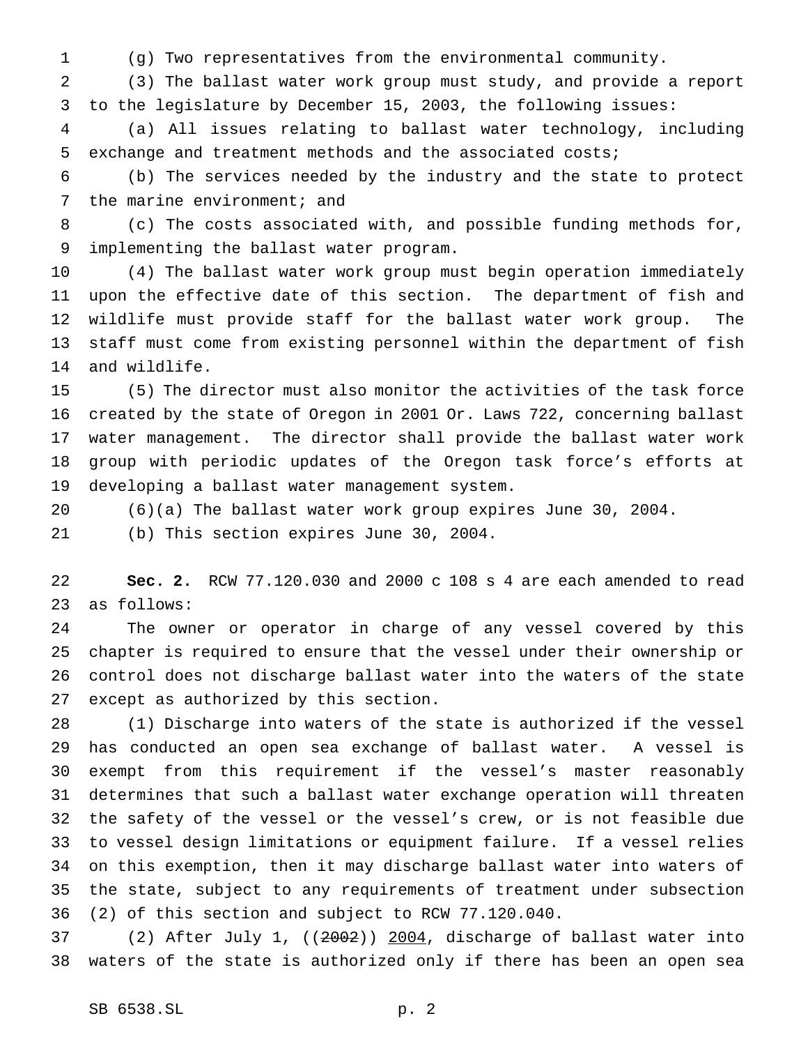(g) Two representatives from the environmental community.

(3) The ballast water work group must study, and provide a report to the legislature by December 15, 2003, the following issues:

(a) All issues relating to ballast water technology, including exchange and treatment methods and the associated costs;

(b) The services needed by the industry and the state to protect the marine environment; and

(c) The costs associated with, and possible funding methods for, implementing the ballast water program.

(4) The ballast water work group must begin operation immediately upon the effective date of this section. The department of fish and wildlife must provide staff for the ballast water work group. The staff must come from existing personnel within the department of fish and wildlife.

(5) The director must also monitor the activities of the task force created by the state of Oregon in 2001 Or. Laws 722, concerning ballast water management. The director shall provide the ballast water work group with periodic updates of the Oregon task force's efforts at developing a ballast water management system.

(6)(a) The ballast water work group expires June 30, 2004.

(b) This section expires June 30, 2004.

**Sec. 2.** RCW 77.120.030 and 2000 c 108 s 4 are each amended to read as follows:

The owner or operator in charge of any vessel covered by this chapter is required to ensure that the vessel under their ownership or control does not discharge ballast water into the waters of the state except as authorized by this section.

(1) Discharge into waters of the state is authorized if the vessel has conducted an open sea exchange of ballast water. A vessel is exempt from this requirement if the vessel's master reasonably determines that such a ballast water exchange operation will threaten the safety of the vessel or the vessel's crew, or is not feasible due to vessel design limitations or equipment failure. If a vessel relies on this exemption, then it may discharge ballast water into waters of the state, subject to any requirements of treatment under subsection (2) of this section and subject to RCW 77.120.040.

(2) After July 1, ((~~2002~~)) <u>2004</u>, discharge of ballast water into waters of the state is authorized only if there has been an open sea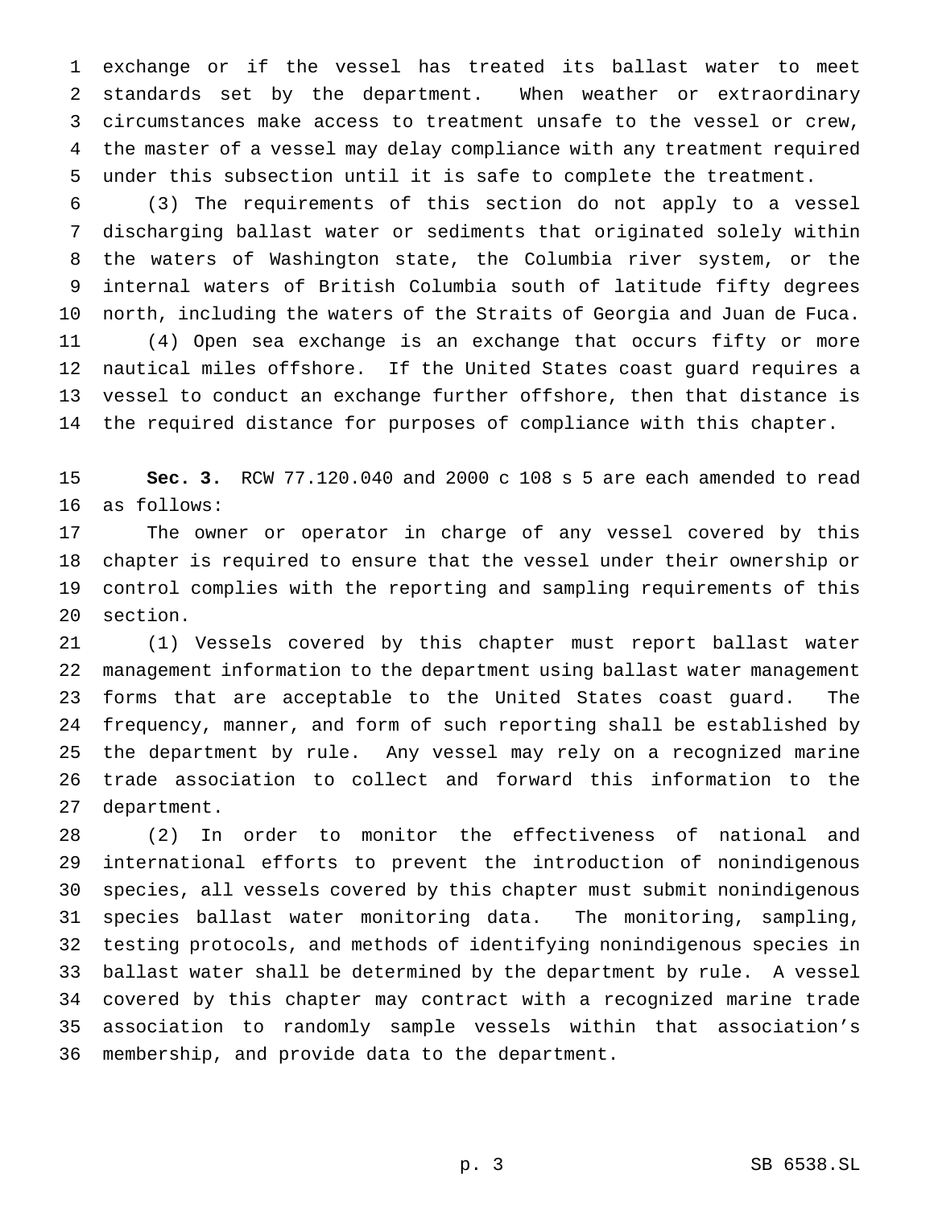exchange or if the vessel has treated its ballast water to meet standards set by the department. When weather or extraordinary circumstances make access to treatment unsafe to the vessel or crew, the master of a vessel may delay compliance with any treatment required under this subsection until it is safe to complete the treatment.

(3) The requirements of this section do not apply to a vessel discharging ballast water or sediments that originated solely within the waters of Washington state, the Columbia river system, or the internal waters of British Columbia south of latitude fifty degrees north, including the waters of the Straits of Georgia and Juan de Fuca.

(4) Open sea exchange is an exchange that occurs fifty or more nautical miles offshore. If the United States coast guard requires a vessel to conduct an exchange further offshore, then that distance is the required distance for purposes of compliance with this chapter.

**Sec. 3.** RCW 77.120.040 and 2000 c 108 s 5 are each amended to read as follows:

The owner or operator in charge of any vessel covered by this chapter is required to ensure that the vessel under their ownership or control complies with the reporting and sampling requirements of this section.

(1) Vessels covered by this chapter must report ballast water management information to the department using ballast water management forms that are acceptable to the United States coast guard. The frequency, manner, and form of such reporting shall be established by the department by rule. Any vessel may rely on a recognized marine trade association to collect and forward this information to the department.

(2) In order to monitor the effectiveness of national and international efforts to prevent the introduction of nonindigenous species, all vessels covered by this chapter must submit nonindigenous species ballast water monitoring data. The monitoring, sampling, testing protocols, and methods of identifying nonindigenous species in ballast water shall be determined by the department by rule. A vessel covered by this chapter may contract with a recognized marine trade association to randomly sample vessels within that association's membership, and provide data to the department.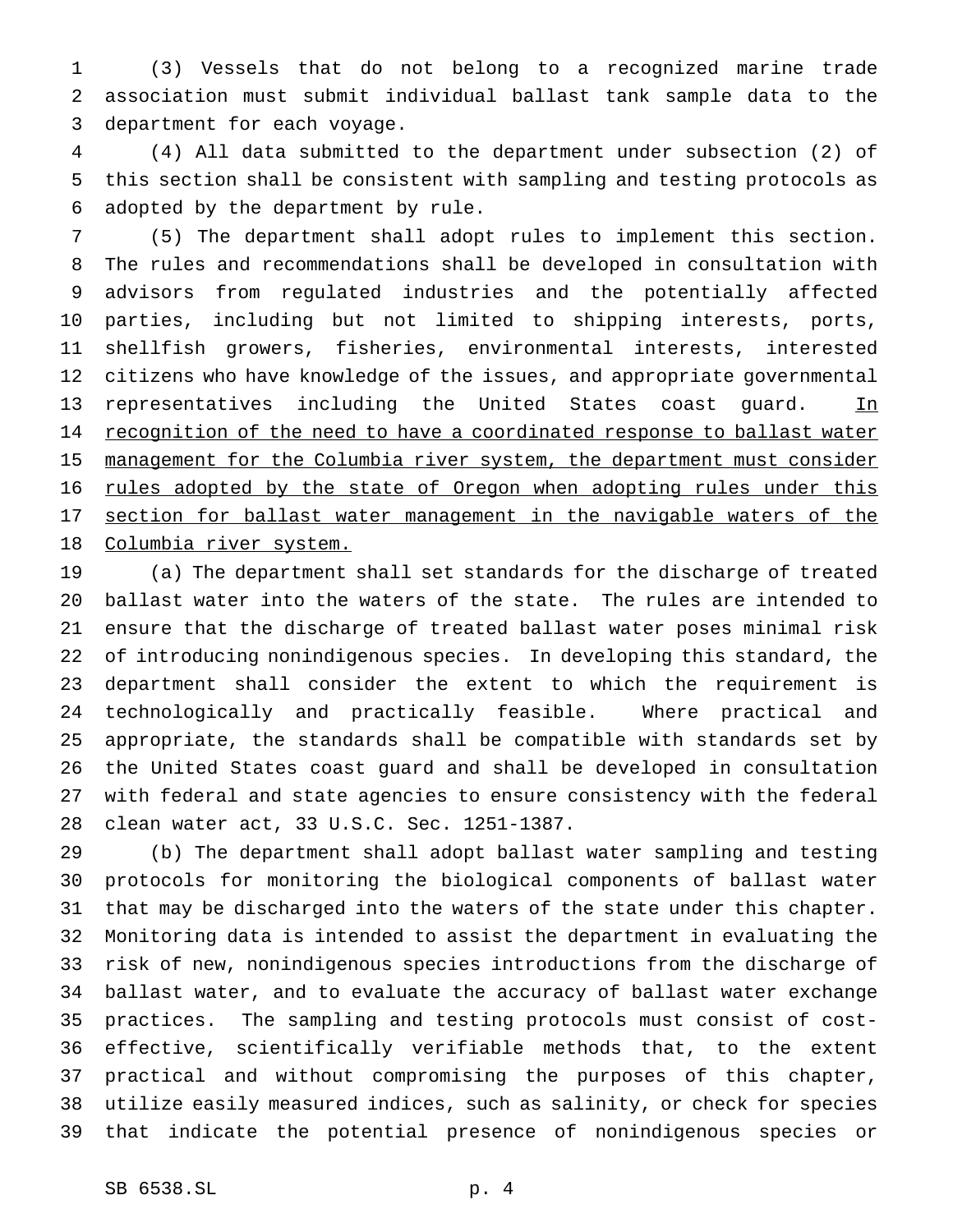(3) Vessels that do not belong to a recognized marine trade association must submit individual ballast tank sample data to the department for each voyage.

(4) All data submitted to the department under subsection (2) of this section shall be consistent with sampling and testing protocols as adopted by the department by rule.

(5) The department shall adopt rules to implement this section. The rules and recommendations shall be developed in consultation with advisors from regulated industries and the potentially affected parties, including but not limited to shipping interests, ports, shellfish growers, fisheries, environmental interests, interested citizens who have knowledge of the issues, and appropriate governmental representatives including the United States coast guard. <u>In recognition of the need to have a coordinated response to ballast water management for the Columbia river system, the department must consider rules adopted by the state of Oregon when adopting rules under this section for ballast water management in the navigable waters of the Columbia river system.</u>

(a) The department shall set standards for the discharge of treated ballast water into the waters of the state. The rules are intended to ensure that the discharge of treated ballast water poses minimal risk of introducing nonindigenous species. In developing this standard, the department shall consider the extent to which the requirement is technologically and practically feasible. Where practical and appropriate, the standards shall be compatible with standards set by the United States coast guard and shall be developed in consultation with federal and state agencies to ensure consistency with the federal clean water act, 33 U.S.C. Sec. 1251-1387.

(b) The department shall adopt ballast water sampling and testing protocols for monitoring the biological components of ballast water that may be discharged into the waters of the state under this chapter. Monitoring data is intended to assist the department in evaluating the risk of new, nonindigenous species introductions from the discharge of ballast water, and to evaluate the accuracy of ballast water exchange practices. The sampling and testing protocols must consist of cost-effective, scientifically verifiable methods that, to the extent practical and without compromising the purposes of this chapter, utilize easily measured indices, such as salinity, or check for species that indicate the potential presence of nonindigenous species or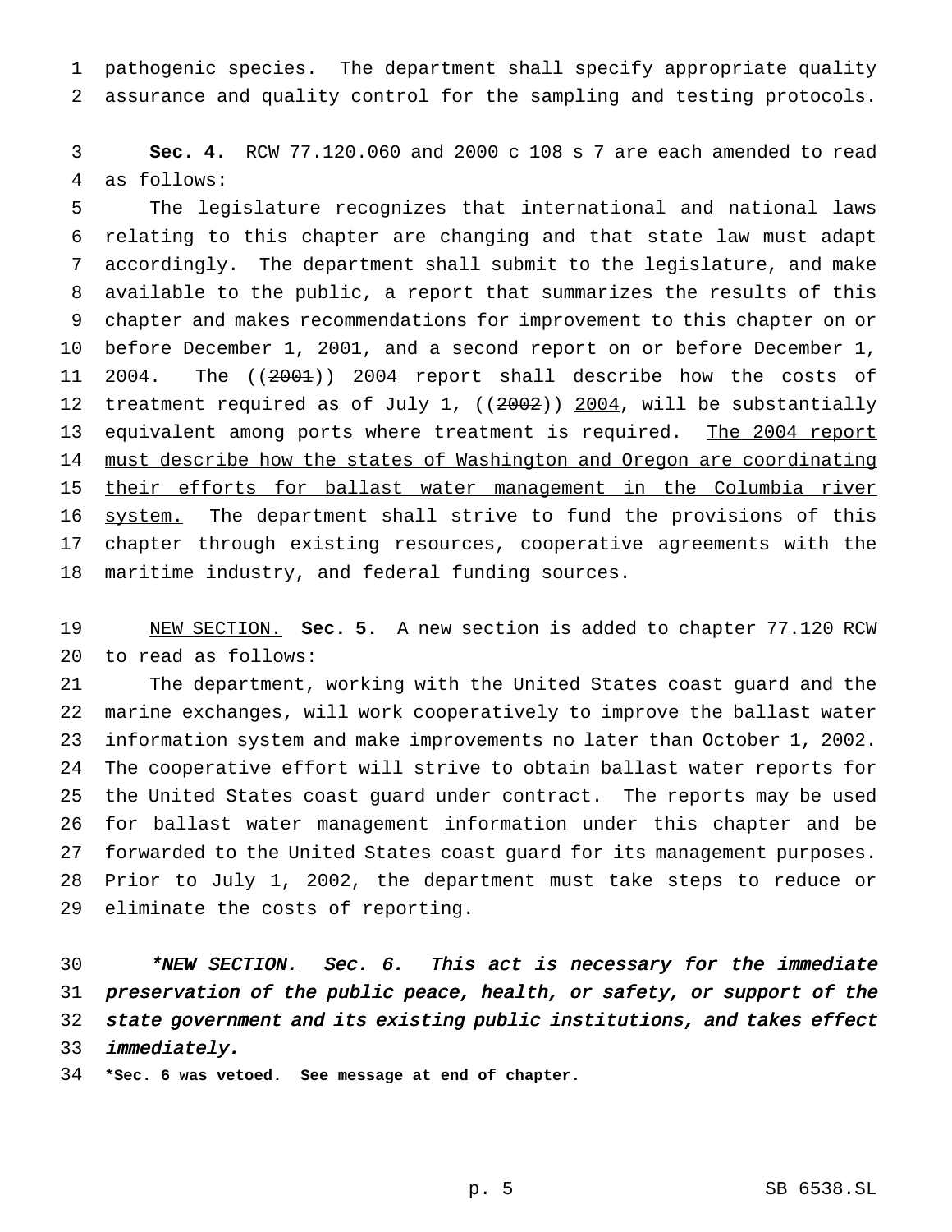pathogenic species. The department shall specify appropriate quality assurance and quality control for the sampling and testing protocols.

**Sec. 4.** RCW 77.120.060 and 2000 c 108 s 7 are each amended to read as follows:

The legislature recognizes that international and national laws relating to this chapter are changing and that state law must adapt accordingly. The department shall submit to the legislature, and make available to the public, a report that summarizes the results of this chapter and makes recommendations for improvement to this chapter on or before December 1, 2001, and a second report on or before December 1, 2004. The ((~~2001~~)) 2004 report shall describe how the costs of treatment required as of July 1, ((~~2002~~)) 2004, will be substantially equivalent among ports where treatment is required. The 2004 report must describe how the states of Washington and Oregon are coordinating their efforts for ballast water management in the Columbia river system. The department shall strive to fund the provisions of this chapter through existing resources, cooperative agreements with the maritime industry, and federal funding sources.

NEW SECTION. **Sec. 5.** A new section is added to chapter 77.120 RCW to read as follows:

The department, working with the United States coast guard and the marine exchanges, will work cooperatively to improve the ballast water information system and make improvements no later than October 1, 2002. The cooperative effort will strive to obtain ballast water reports for the United States coast guard under contract. The reports may be used for ballast water management information under this chapter and be forwarded to the United States coast guard for its management purposes. Prior to July 1, 2002, the department must take steps to reduce or eliminate the costs of reporting.

*\*NEW SECTION. Sec. 6. This act is necessary for the immediate preservation of the public peace, health, or safety, or support of the state government and its existing public institutions, and takes effect immediately.*

**\*Sec. 6 was vetoed. See message at end of chapter.**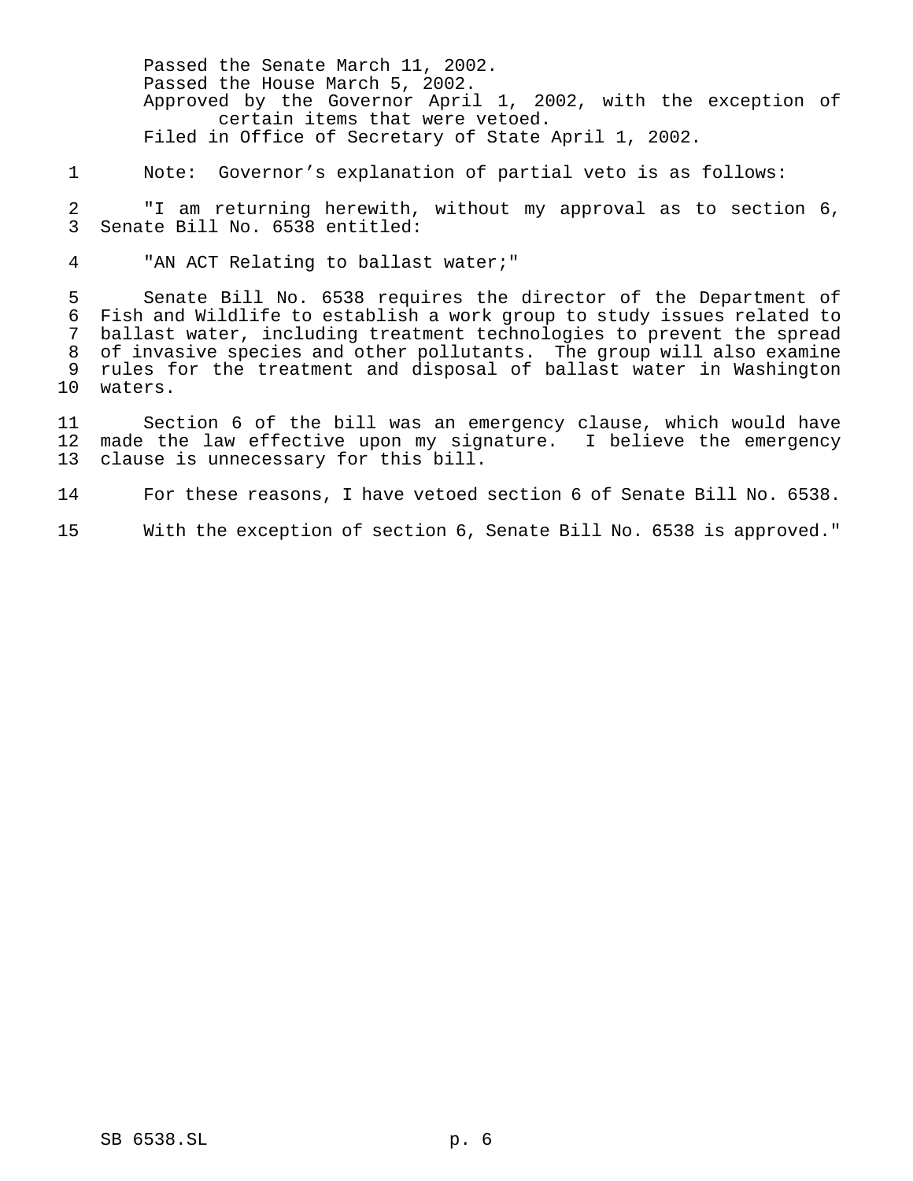Passed the Senate March 11, 2002.
Passed the House March 5, 2002.
Approved by the Governor April 1, 2002, with the exception of certain items that were vetoed.
Filed in Office of Secretary of State April 1, 2002.

Note: Governor's explanation of partial veto is as follows:

"I am returning herewith, without my approval as to section 6, Senate Bill No. 6538 entitled:

"AN ACT Relating to ballast water;"

Senate Bill No. 6538 requires the director of the Department of Fish and Wildlife to establish a work group to study issues related to ballast water, including treatment technologies to prevent the spread of invasive species and other pollutants. The group will also examine rules for the treatment and disposal of ballast water in Washington waters.

Section 6 of the bill was an emergency clause, which would have made the law effective upon my signature. I believe the emergency clause is unnecessary for this bill.

For these reasons, I have vetoed section 6 of Senate Bill No. 6538.

With the exception of section 6, Senate Bill No. 6538 is approved."